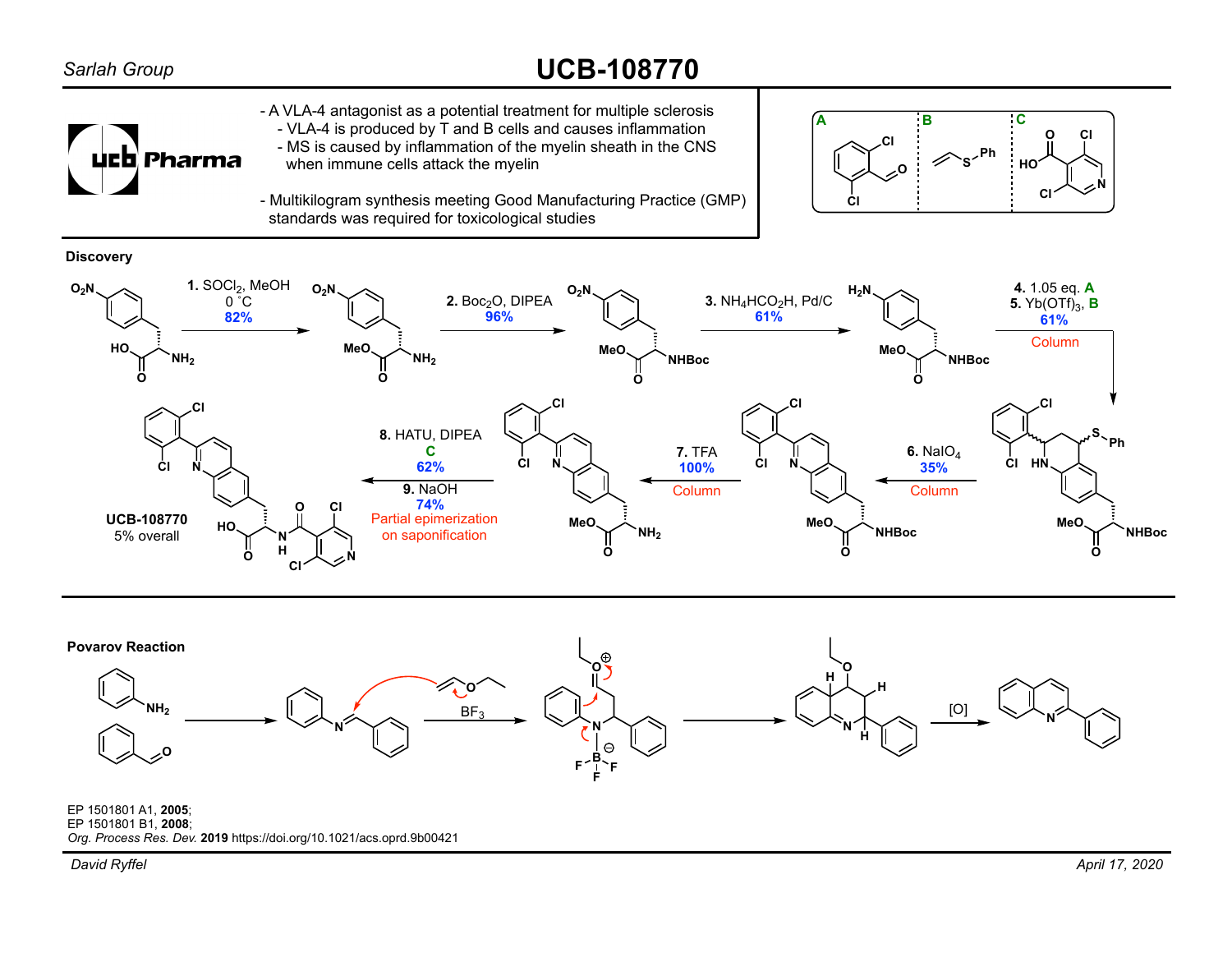Sarlah Group

# UCB-108770

ucb Pharma

- A VLA-4 antagonist as a potential treatment for multiple sclerosis
  - VLA-4 is produced by T and B cells and causes inflammation
  - MS is caused by inflammation of the myelin sheath in the CNS when immune cells attack the myelin
- Multikilogram synthesis meeting Good Manufacturing Practice (GMP) standards was required for toxicological studies

**A** | **B** | **C**

## Discovery

**1.** $SOCl_2$, MeOH, 0 ˚C — 82%

**2.** $Boc_2O$, DIPEA — 96%

**3.** $NH_4HCO_2H$, Pd/C — 61%

**4.** 1.05 eq. **A**
**5.** $Yb(OTf)_3$, **B** — 61%
Column

**6.** $NaIO_4$ — 35%
Column

**7.** TFA — 100%
Column

**8.** HATU, DIPEA, **C** — 62%
**9.** NaOH — 74%
Partial epimerization on saponification

**UCB-108770**
5% overall

## Povarov Reaction

$BF_3$

[O]

EP 1501801 A1, **2005**;
EP 1501801 B1, **2008**;
*Org. Process Res. Dev.* **2019** https://doi.org/10.1021/acs.oprd.9b00421

David Ryffel

April 17, 2020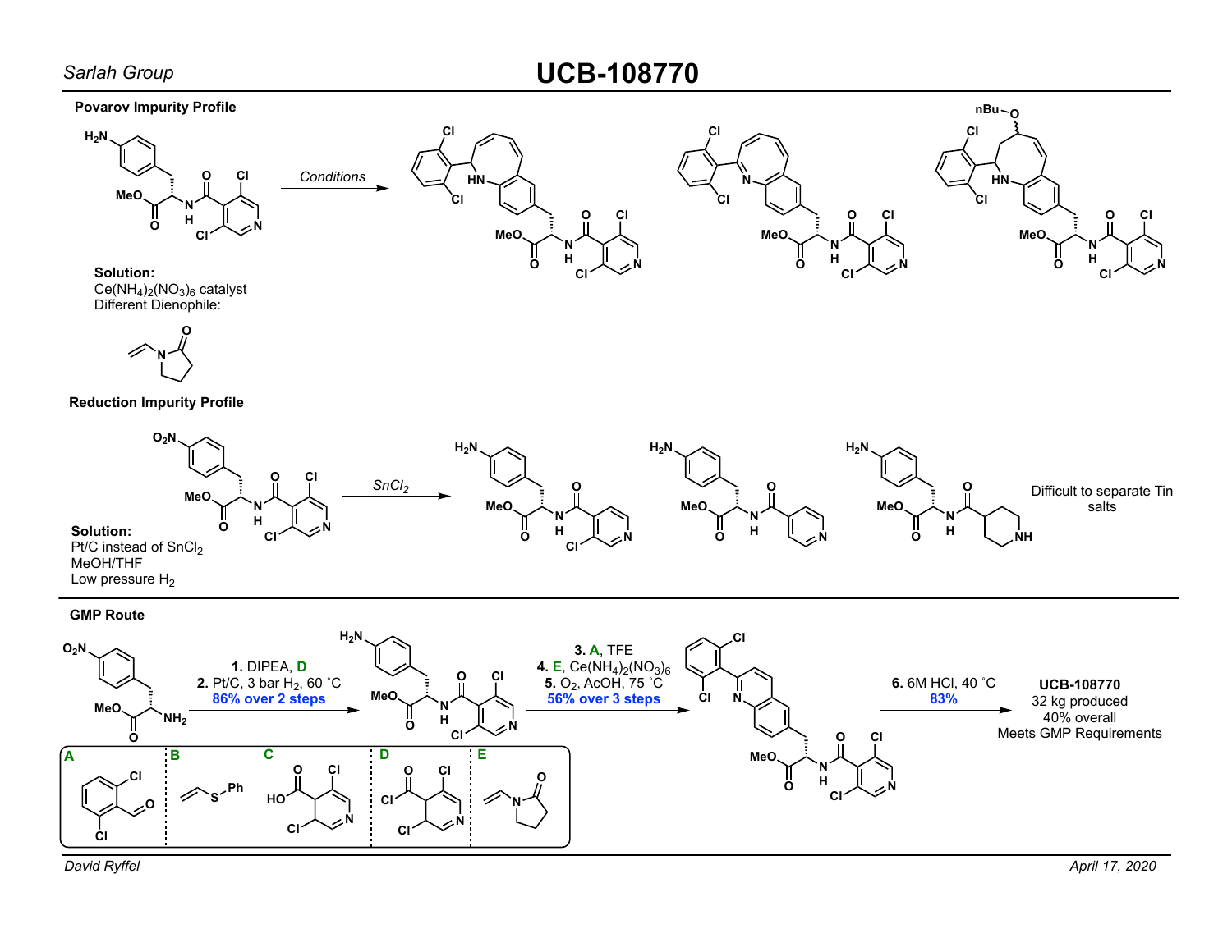# UCB-108770

## Povarov Impurity Profile

*Conditions*

**Solution:**
$Ce(NH_4)_2(NO_3)_6$ catalyst
Different Dienophile:

## Reduction Impurity Profile

*$SnCl_2$*

Difficult to separate Tin salts

**Solution:**
Pt/C instead of $SnCl_2$
MeOH/THF
Low pressure $H_2$

## GMP Route

**1.** DIPEA, **D**
**2.** Pt/C, 3 bar $H_2$, 60 °C
**86% over 2 steps**

**3.** **A**, TFE
**4.** **E**, $Ce(NH_4)_2(NO_3)_6$
**5.** $O_2$, AcOH, 75 °C
**56% over 3 steps**

**6.** 6M HCl, 40 °C
**83%**

**UCB-108770**
32 kg produced
40% overall
Meets GMP Requirements

**A** | **B** | **C** | **D** | **E**

David Ryffel

April 17, 2020